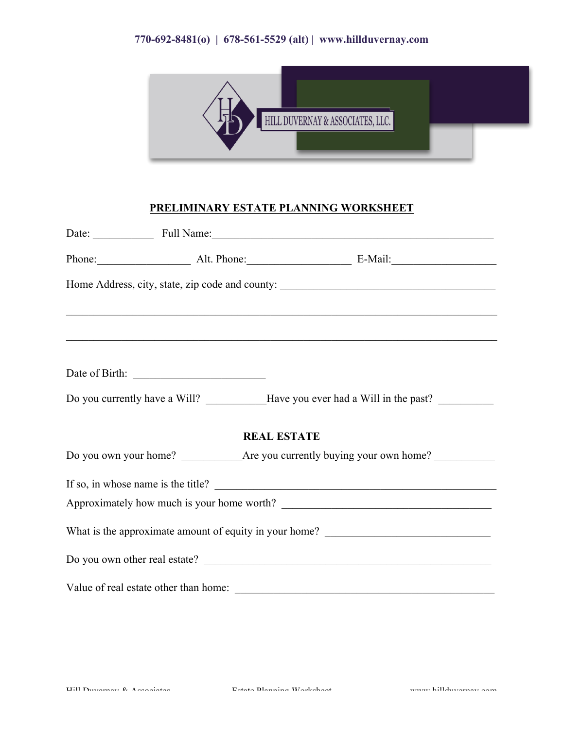770-692-8481(o) | 678-561-5529 (alt) | www.hillduvernay.com

HILL DUVERNAY & ASSOCIATES, LLC.

## PRELIMINARY ESTATE PLANNING WORKSHEET

Date: ___________ Full Name:_____________________________________________________

Phone:_________________ Alt. Phone:__________________ E-Mail:___________________

Home Address, city, state, zip code and county: ________________________________________

_______________________________________________________________________________

_______________________________________________________________________________

Date of Birth: ________________________

Do you currently have a Will? ___________Have you ever had a Will in the past? __________

### REAL ESTATE

Do you own your home? ___________Are you currently buying your own home? ___________

If so, in whose name is the title? ____________________________________________________

Approximately how much is your home worth? _____________________________________

What is the approximate amount of equity in your home? ______________________________

Do you own other real estate? _____________________________________________________

Value of real estate other than home: _______________________________________________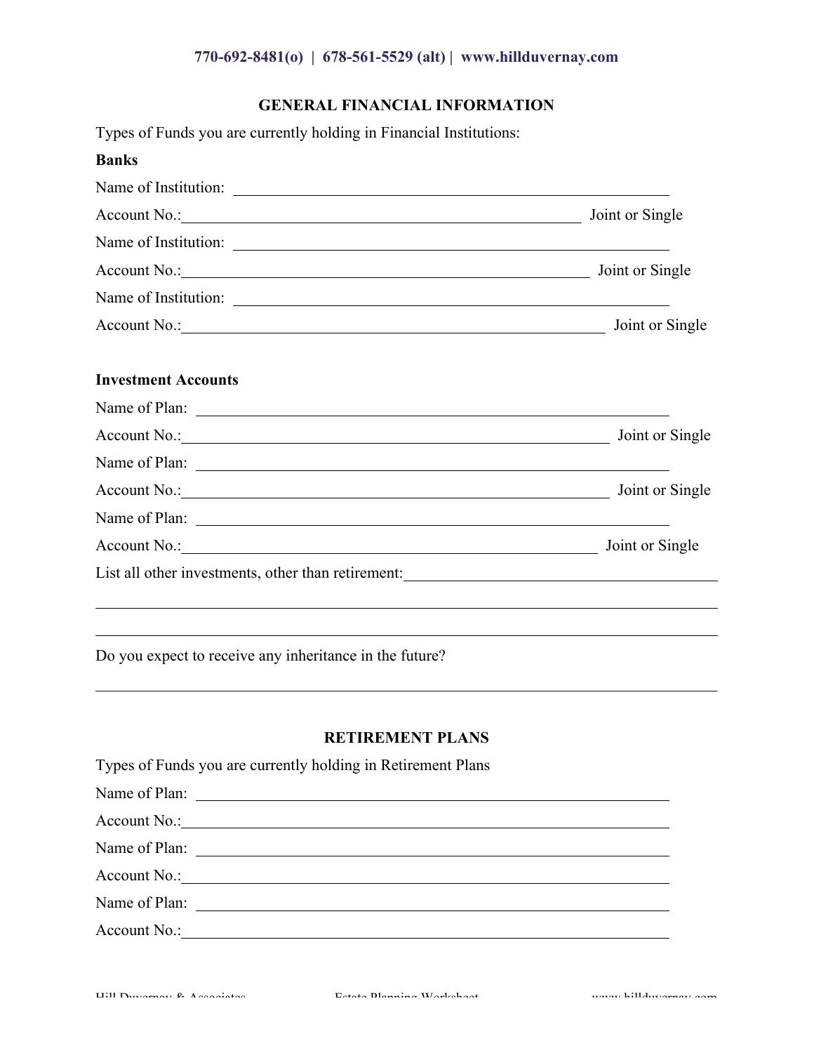## GENERAL FINANCIAL INFORMATION

Types of Funds you are currently holding in Financial Institutions:

**Banks**

Name of Institution: ______________________________________________

Account No.:______________________________________________ Joint or Single

Name of Institution: ______________________________________________

Account No.:______________________________________________ Joint or Single

Name of Institution: ______________________________________________

Account No.:______________________________________________ Joint or Single

**Investment Accounts**

Name of Plan: ______________________________________________

Account No.:______________________________________________ Joint or Single

Name of Plan: ______________________________________________

Account No.:______________________________________________ Joint or Single

Name of Plan: ______________________________________________

Account No.:______________________________________________ Joint or Single

List all other investments, other than retirement:______________________________

______________________________________________________________________

______________________________________________________________________

Do you expect to receive any inheritance in the future?

______________________________________________________________________

## RETIREMENT PLANS

Types of Funds you are currently holding in Retirement Plans

Name of Plan: ______________________________________________

Account No.:______________________________________________

Name of Plan: ______________________________________________

Account No.:______________________________________________

Name of Plan: ______________________________________________

Account No.:______________________________________________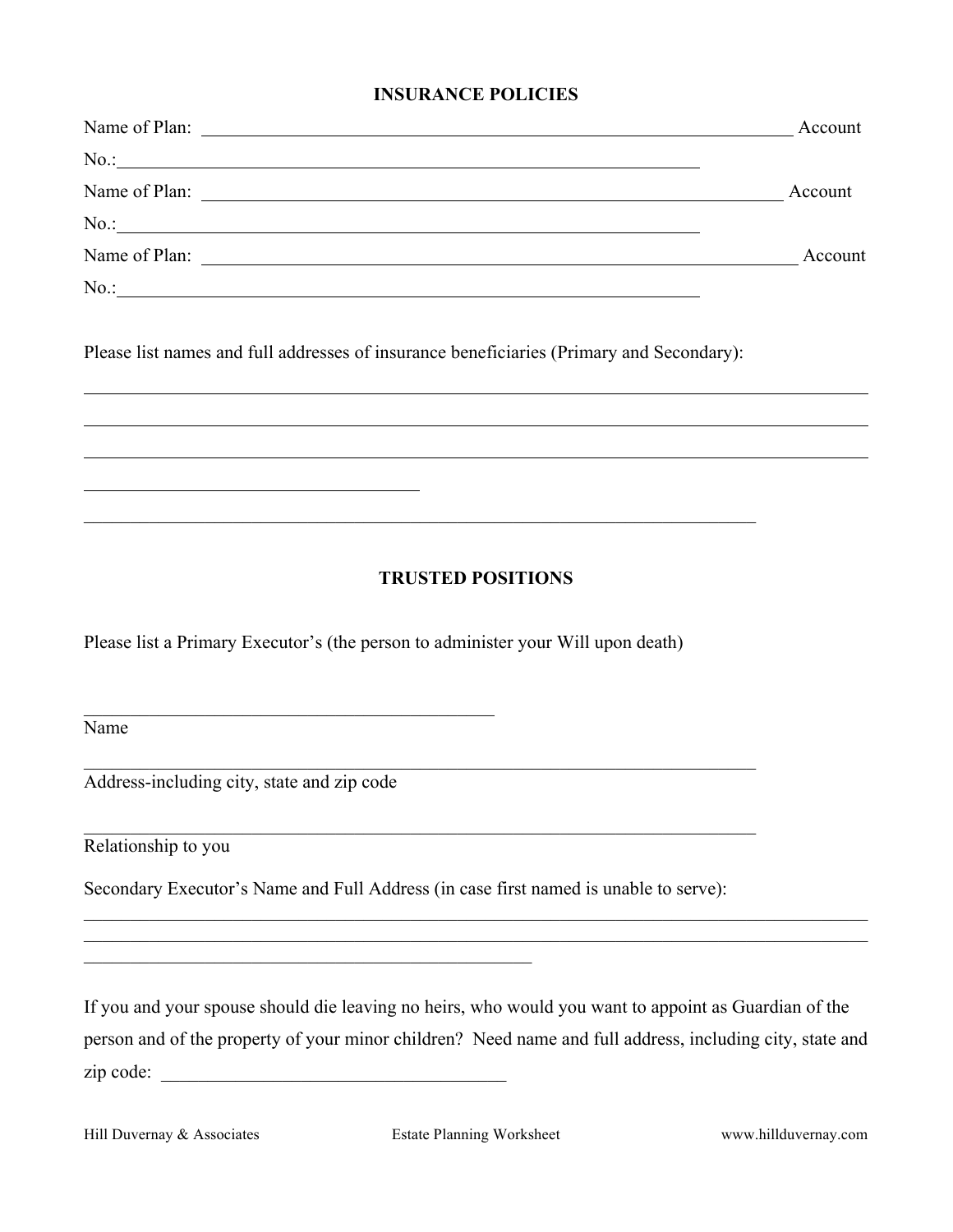## INSURANCE POLICIES

Name of Plan: ______________________________________________________________ Account No.:______________________________________________________________

Name of Plan: ______________________________________________________________ Account No.:______________________________________________________________

Name of Plan: ______________________________________________________________ Account No.:______________________________________________________________

Please list names and full addresses of insurance beneficiaries (Primary and Secondary):

________________________________________________________________________________

________________________________________________________________________________

________________________________________________________________________________

____________________________________

______________________________________________________________________

## TRUSTED POSITIONS

Please list a Primary Executor's (the person to administer your Will upon death)

____________________________________________

Name

______________________________________________________________________

Address-including city, state and zip code

______________________________________________________________________

Relationship to you

Secondary Executor's Name and Full Address (in case first named is unable to serve):

________________________________________________________________________________

________________________________________________________________________________

______________________________________________

If you and your spouse should die leaving no heirs, who would you want to appoint as Guardian of the person and of the property of your minor children? Need name and full address, including city, state and zip code: ____________________________________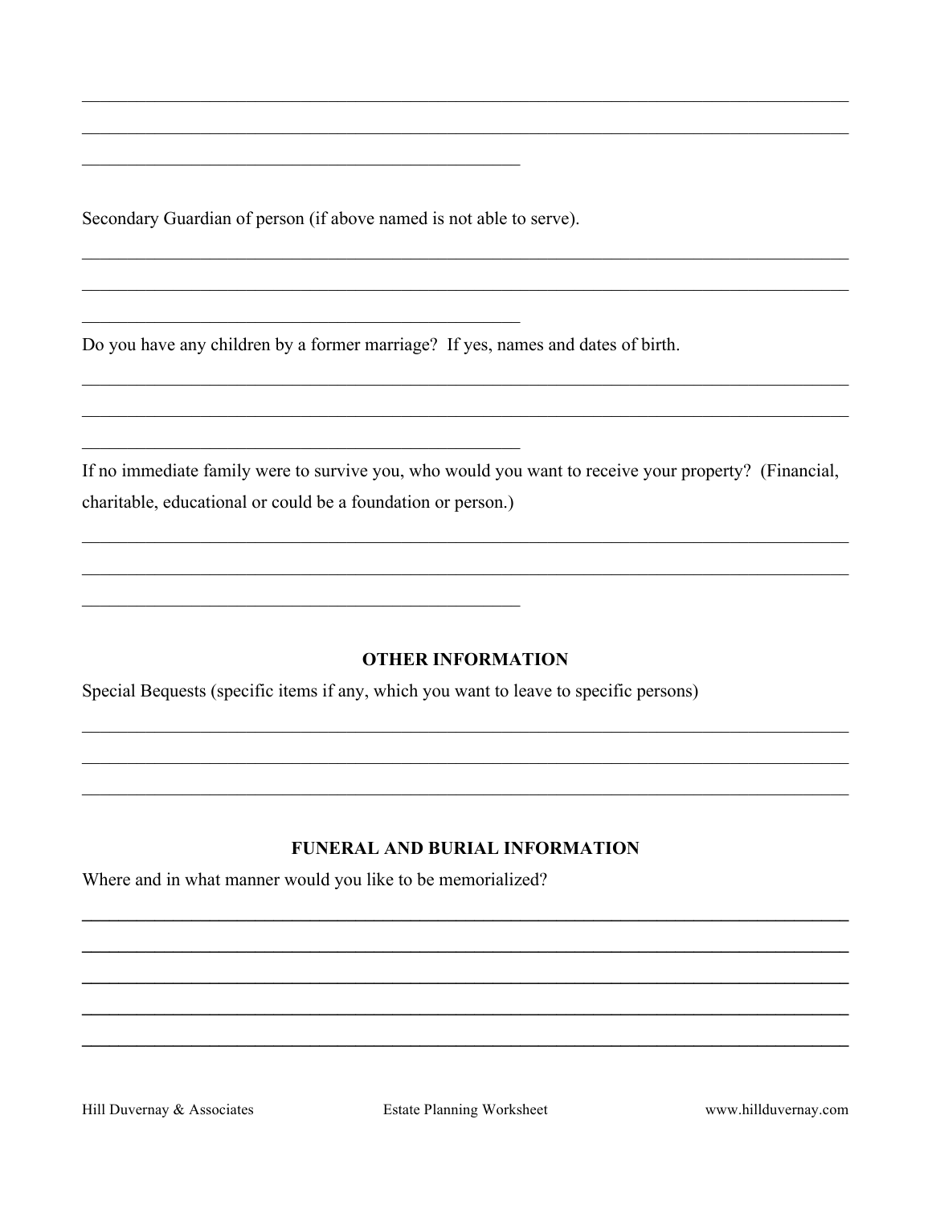\_\_\_\_\_\_\_\_\_\_\_\_\_\_\_\_\_\_\_\_\_\_\_\_\_\_\_\_\_\_\_\_\_\_\_\_\_\_\_\_\_\_\_\_\_\_\_\_\_\_\_\_\_\_\_\_\_\_\_\_\_\_\_\_\_\_\_\_\_\_\_\_\_\_\_\_\_\_\_\_\_\_\_\_\_\_

\_\_\_\_\_\_\_\_\_\_\_\_\_\_\_\_\_\_\_\_\_\_\_\_\_\_\_\_\_\_\_\_\_\_\_\_\_\_\_\_\_\_\_\_\_\_\_\_\_\_\_\_\_\_\_\_\_\_\_\_\_\_\_\_\_\_\_\_\_\_\_\_\_\_\_\_\_\_\_\_\_\_\_\_\_\_

\_\_\_\_\_\_\_\_\_\_\_\_\_\_\_\_\_\_\_\_\_\_\_\_\_\_\_\_\_\_\_\_\_\_\_\_\_\_\_\_\_\_\_\_\_\_\_\_

Secondary Guardian of person (if above named is not able to serve).

\_\_\_\_\_\_\_\_\_\_\_\_\_\_\_\_\_\_\_\_\_\_\_\_\_\_\_\_\_\_\_\_\_\_\_\_\_\_\_\_\_\_\_\_\_\_\_\_\_\_\_\_\_\_\_\_\_\_\_\_\_\_\_\_\_\_\_\_\_\_\_\_\_\_\_\_\_\_\_\_\_\_\_\_\_\_

\_\_\_\_\_\_\_\_\_\_\_\_\_\_\_\_\_\_\_\_\_\_\_\_\_\_\_\_\_\_\_\_\_\_\_\_\_\_\_\_\_\_\_\_\_\_\_\_\_\_\_\_\_\_\_\_\_\_\_\_\_\_\_\_\_\_\_\_\_\_\_\_\_\_\_\_\_\_\_\_\_\_\_\_\_\_

\_\_\_\_\_\_\_\_\_\_\_\_\_\_\_\_\_\_\_\_\_\_\_\_\_\_\_\_\_\_\_\_\_\_\_\_\_\_\_\_\_\_\_\_\_\_\_\_

Do you have any children by a former marriage? If yes, names and dates of birth.

\_\_\_\_\_\_\_\_\_\_\_\_\_\_\_\_\_\_\_\_\_\_\_\_\_\_\_\_\_\_\_\_\_\_\_\_\_\_\_\_\_\_\_\_\_\_\_\_\_\_\_\_\_\_\_\_\_\_\_\_\_\_\_\_\_\_\_\_\_\_\_\_\_\_\_\_\_\_\_\_\_\_\_\_\_\_

\_\_\_\_\_\_\_\_\_\_\_\_\_\_\_\_\_\_\_\_\_\_\_\_\_\_\_\_\_\_\_\_\_\_\_\_\_\_\_\_\_\_\_\_\_\_\_\_\_\_\_\_\_\_\_\_\_\_\_\_\_\_\_\_\_\_\_\_\_\_\_\_\_\_\_\_\_\_\_\_\_\_\_\_\_\_

\_\_\_\_\_\_\_\_\_\_\_\_\_\_\_\_\_\_\_\_\_\_\_\_\_\_\_\_\_\_\_\_\_\_\_\_\_\_\_\_\_\_\_\_\_\_\_\_

If no immediate family were to survive you, who would you want to receive your property? (Financial, charitable, educational or could be a foundation or person.)

\_\_\_\_\_\_\_\_\_\_\_\_\_\_\_\_\_\_\_\_\_\_\_\_\_\_\_\_\_\_\_\_\_\_\_\_\_\_\_\_\_\_\_\_\_\_\_\_\_\_\_\_\_\_\_\_\_\_\_\_\_\_\_\_\_\_\_\_\_\_\_\_\_\_\_\_\_\_\_\_\_\_\_\_\_\_

\_\_\_\_\_\_\_\_\_\_\_\_\_\_\_\_\_\_\_\_\_\_\_\_\_\_\_\_\_\_\_\_\_\_\_\_\_\_\_\_\_\_\_\_\_\_\_\_\_\_\_\_\_\_\_\_\_\_\_\_\_\_\_\_\_\_\_\_\_\_\_\_\_\_\_\_\_\_\_\_\_\_\_\_\_\_

\_\_\_\_\_\_\_\_\_\_\_\_\_\_\_\_\_\_\_\_\_\_\_\_\_\_\_\_\_\_\_\_\_\_\_\_\_\_\_\_\_\_\_\_\_\_\_\_

## OTHER INFORMATION

Special Bequests (specific items if any, which you want to leave to specific persons)

\_\_\_\_\_\_\_\_\_\_\_\_\_\_\_\_\_\_\_\_\_\_\_\_\_\_\_\_\_\_\_\_\_\_\_\_\_\_\_\_\_\_\_\_\_\_\_\_\_\_\_\_\_\_\_\_\_\_\_\_\_\_\_\_\_\_\_\_\_\_\_\_\_\_\_\_\_\_\_\_\_\_\_\_\_\_

\_\_\_\_\_\_\_\_\_\_\_\_\_\_\_\_\_\_\_\_\_\_\_\_\_\_\_\_\_\_\_\_\_\_\_\_\_\_\_\_\_\_\_\_\_\_\_\_\_\_\_\_\_\_\_\_\_\_\_\_\_\_\_\_\_\_\_\_\_\_\_\_\_\_\_\_\_\_\_\_\_\_\_\_\_\_

\_\_\_\_\_\_\_\_\_\_\_\_\_\_\_\_\_\_\_\_\_\_\_\_\_\_\_\_\_\_\_\_\_\_\_\_\_\_\_\_\_\_\_\_\_\_\_\_\_\_\_\_\_\_\_\_\_\_\_\_\_\_\_\_\_\_\_\_\_\_\_\_\_\_\_\_\_\_\_\_\_\_\_\_\_\_

## FUNERAL AND BURIAL INFORMATION

Where and in what manner would you like to be memorialized?

\_\_\_\_\_\_\_\_\_\_\_\_\_\_\_\_\_\_\_\_\_\_\_\_\_\_\_\_\_\_\_\_\_\_\_\_\_\_\_\_\_\_\_\_\_\_\_\_\_\_\_\_\_\_\_\_\_\_\_\_\_\_\_\_\_\_\_\_\_\_\_\_\_\_\_\_\_\_\_\_\_\_\_\_\_\_

\_\_\_\_\_\_\_\_\_\_\_\_\_\_\_\_\_\_\_\_\_\_\_\_\_\_\_\_\_\_\_\_\_\_\_\_\_\_\_\_\_\_\_\_\_\_\_\_\_\_\_\_\_\_\_\_\_\_\_\_\_\_\_\_\_\_\_\_\_\_\_\_\_\_\_\_\_\_\_\_\_\_\_\_\_\_

\_\_\_\_\_\_\_\_\_\_\_\_\_\_\_\_\_\_\_\_\_\_\_\_\_\_\_\_\_\_\_\_\_\_\_\_\_\_\_\_\_\_\_\_\_\_\_\_\_\_\_\_\_\_\_\_\_\_\_\_\_\_\_\_\_\_\_\_\_\_\_\_\_\_\_\_\_\_\_\_\_\_\_\_\_\_

\_\_\_\_\_\_\_\_\_\_\_\_\_\_\_\_\_\_\_\_\_\_\_\_\_\_\_\_\_\_\_\_\_\_\_\_\_\_\_\_\_\_\_\_\_\_\_\_\_\_\_\_\_\_\_\_\_\_\_\_\_\_\_\_\_\_\_\_\_\_\_\_\_\_\_\_\_\_\_\_\_\_\_\_\_\_

\_\_\_\_\_\_\_\_\_\_\_\_\_\_\_\_\_\_\_\_\_\_\_\_\_\_\_\_\_\_\_\_\_\_\_\_\_\_\_\_\_\_\_\_\_\_\_\_\_\_\_\_\_\_\_\_\_\_\_\_\_\_\_\_\_\_\_\_\_\_\_\_\_\_\_\_\_\_\_\_\_\_\_\_\_\_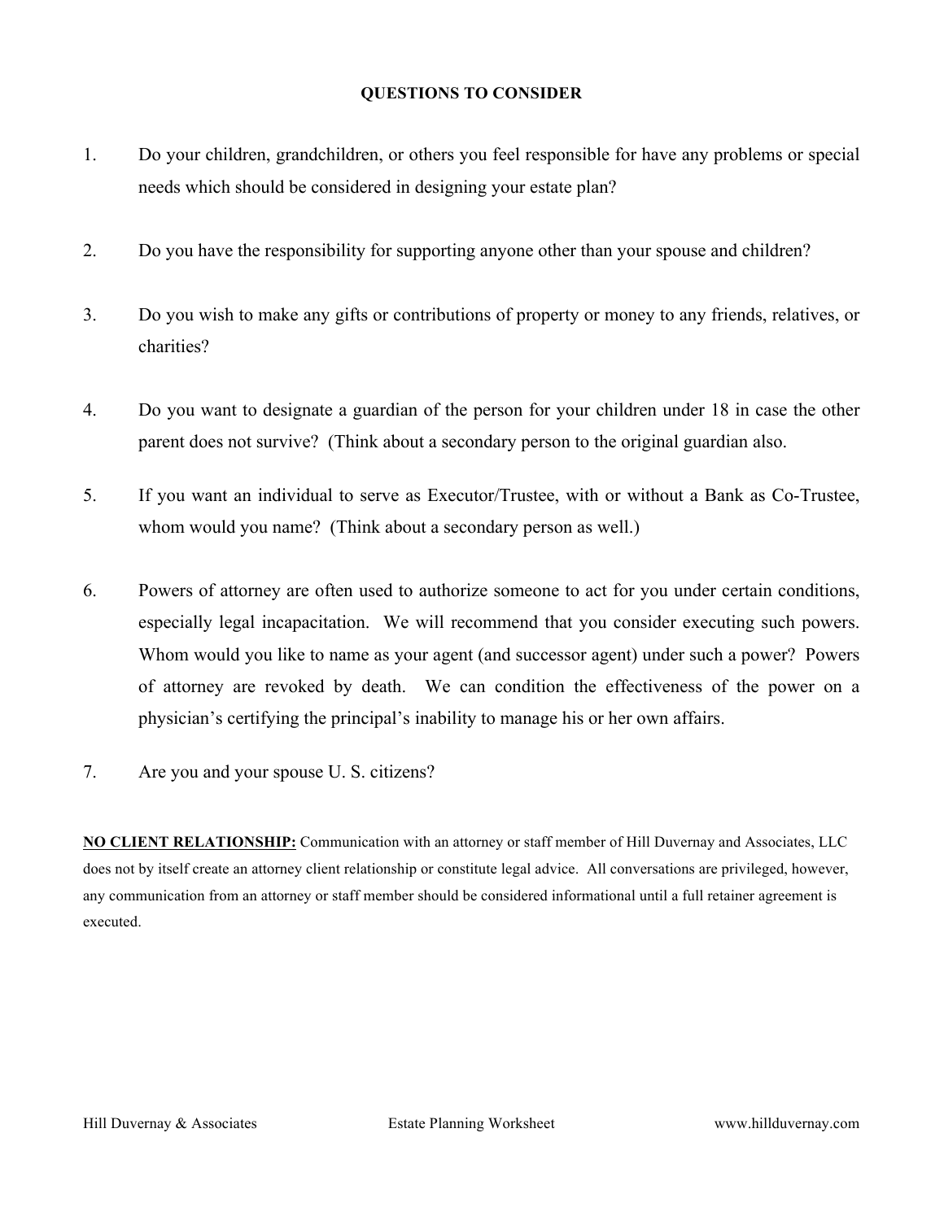**QUESTIONS TO CONSIDER**

1. Do your children, grandchildren, or others you feel responsible for have any problems or special needs which should be considered in designing your estate plan?

2. Do you have the responsibility for supporting anyone other than your spouse and children?

3. Do you wish to make any gifts or contributions of property or money to any friends, relatives, or charities?

4. Do you want to designate a guardian of the person for your children under 18 in case the other parent does not survive? (Think about a secondary person to the original guardian also.

5. If you want an individual to serve as Executor/Trustee, with or without a Bank as Co-Trustee, whom would you name? (Think about a secondary person as well.)

6. Powers of attorney are often used to authorize someone to act for you under certain conditions, especially legal incapacitation. We will recommend that you consider executing such powers. Whom would you like to name as your agent (and successor agent) under such a power? Powers of attorney are revoked by death. We can condition the effectiveness of the power on a physician's certifying the principal's inability to manage his or her own affairs.

7. Are you and your spouse U. S. citizens?

**NO CLIENT RELATIONSHIP:** Communication with an attorney or staff member of Hill Duvernay and Associates, LLC does not by itself create an attorney client relationship or constitute legal advice. All conversations are privileged, however, any communication from an attorney or staff member should be considered informational until a full retainer agreement is executed.